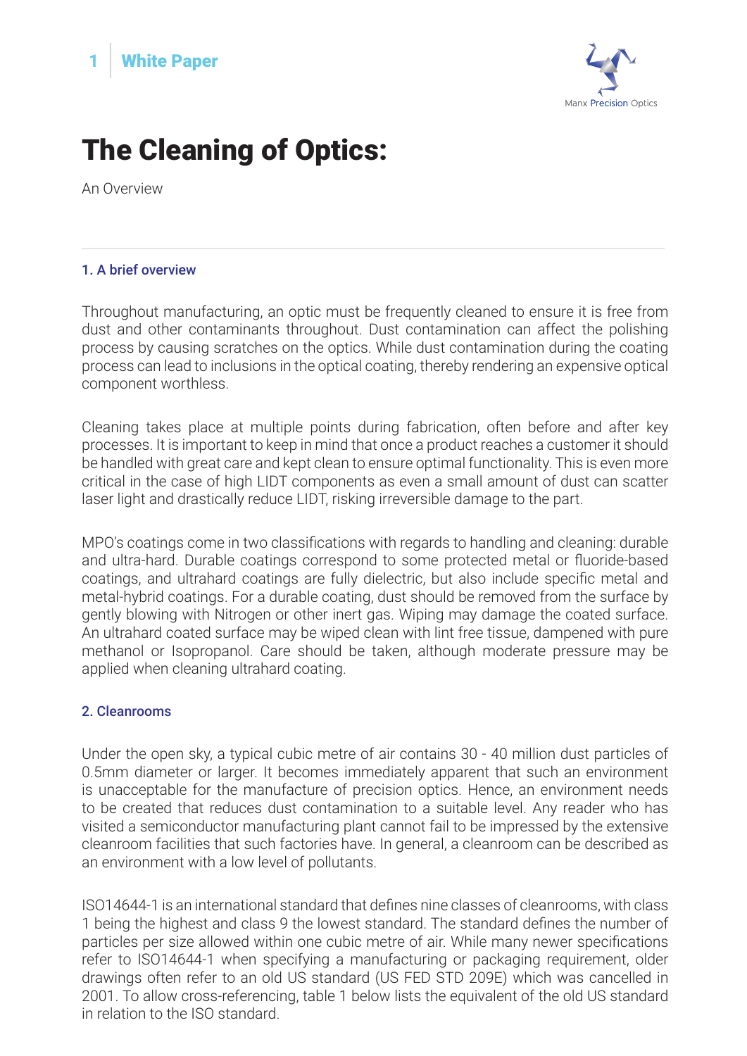# The Cleaning of Optics:

An Overview

## 1. A brief overview

Throughout manufacturing, an optic must be frequently cleaned to ensure it is free from dust and other contaminants throughout. Dust contamination can affect the polishing process by causing scratches on the optics. While dust contamination during the coating process can lead to inclusions in the optical coating, thereby rendering an expensive optical component worthless.

Cleaning takes place at multiple points during fabrication, often before and after key processes. It is important to keep in mind that once a product reaches a customer it should be handled with great care and kept clean to ensure optimal functionality. This is even more critical in the case of high LIDT components as even a small amount of dust can scatter laser light and drastically reduce LIDT, risking irreversible damage to the part.

MPO's coatings come in two classifications with regards to handling and cleaning: durable and ultra-hard. Durable coatings correspond to some protected metal or fluoride-based coatings, and ultrahard coatings are fully dielectric, but also include specific metal and metal-hybrid coatings. For a durable coating, dust should be removed from the surface by gently blowing with Nitrogen or other inert gas. Wiping may damage the coated surface. An ultrahard coated surface may be wiped clean with lint free tissue, dampened with pure methanol or Isopropanol. Care should be taken, although moderate pressure may be applied when cleaning ultrahard coating.

## 2. Cleanrooms

Under the open sky, a typical cubic metre of air contains 30 - 40 million dust particles of 0.5mm diameter or larger. It becomes immediately apparent that such an environment is unacceptable for the manufacture of precision optics. Hence, an environment needs to be created that reduces dust contamination to a suitable level. Any reader who has visited a semiconductor manufacturing plant cannot fail to be impressed by the extensive cleanroom facilities that such factories have. In general, a cleanroom can be described as an environment with a low level of pollutants.

ISO14644-1 is an international standard that defines nine classes of cleanrooms, with class 1 being the highest and class 9 the lowest standard. The standard defines the number of particles per size allowed within one cubic metre of air. While many newer specifications refer to ISO14644-1 when specifying a manufacturing or packaging requirement, older drawings often refer to an old US standard (US FED STD 209E) which was cancelled in 2001. To allow cross-referencing, table 1 below lists the equivalent of the old US standard in relation to the ISO standard.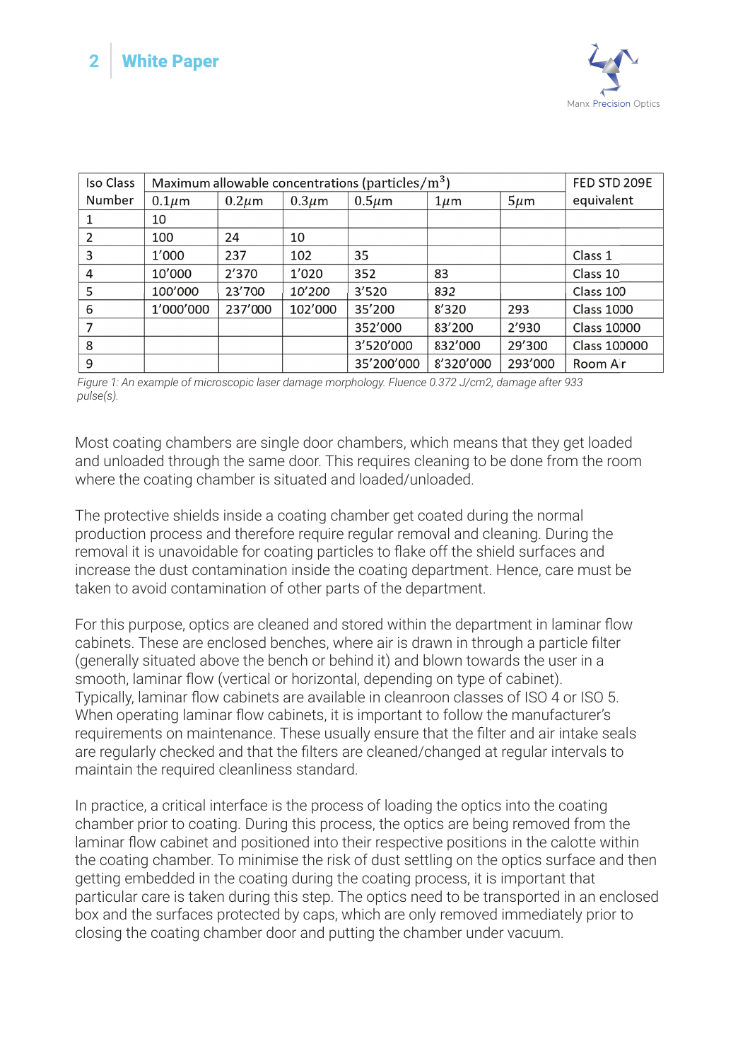| Iso Class Number | Maximum allowable concentrations (particles/$m^3$) | | | | | | FED STD 209E equivalent |
|---|---|---|---|---|---|---|---|
| | $0.1\mu m$ | $0.2\mu m$ | $0.3\mu m$ | $0.5\mu m$ | $1\mu m$ | $5\mu m$ | |
| 1 | 10 | | | | | | |
| 2 | 100 | 24 | 10 | | | | |
| 3 | 1'000 | 237 | 102 | 35 | | | Class 1 |
| 4 | 10'000 | 2'370 | 1'020 | 352 | 83 | | Class 10 |
| 5 | 100'000 | 23'700 | 10'200 | 3'520 | 832 | | Class 100 |
| 6 | 1'000'000 | 237'000 | 102'000 | 35'200 | 8'320 | 293 | Class 1000 |
| 7 | | | | 352'000 | 83'200 | 2'930 | Class 10000 |
| 8 | | | | 3'520'000 | 832'000 | 29'300 | Class 100000 |
| 9 | | | | 35'200'000 | 8'320'000 | 293'000 | Room Air |

*Figure 1: An example of microscopic laser damage morphology. Fluence 0.372 J/cm2, damage after 933 pulse(s).*

Most coating chambers are single door chambers, which means that they get loaded and unloaded through the same door. This requires cleaning to be done from the room where the coating chamber is situated and loaded/unloaded.

The protective shields inside a coating chamber get coated during the normal production process and therefore require regular removal and cleaning. During the removal it is unavoidable for coating particles to flake off the shield surfaces and increase the dust contamination inside the coating department. Hence, care must be taken to avoid contamination of other parts of the department.

For this purpose, optics are cleaned and stored within the department in laminar flow cabinets. These are enclosed benches, where air is drawn in through a particle filter (generally situated above the bench or behind it) and blown towards the user in a smooth, laminar flow (vertical or horizontal, depending on type of cabinet). Typically, laminar flow cabinets are available in cleanroon classes of ISO 4 or ISO 5. When operating laminar flow cabinets, it is important to follow the manufacturer's requirements on maintenance. These usually ensure that the filter and air intake seals are regularly checked and that the filters are cleaned/changed at regular intervals to maintain the required cleanliness standard.

In practice, a critical interface is the process of loading the optics into the coating chamber prior to coating. During this process, the optics are being removed from the laminar flow cabinet and positioned into their respective positions in the calotte within the coating chamber. To minimise the risk of dust settling on the optics surface and then getting embedded in the coating during the coating process, it is important that particular care is taken during this step. The optics need to be transported in an enclosed box and the surfaces protected by caps, which are only removed immediately prior to closing the coating chamber door and putting the chamber under vacuum.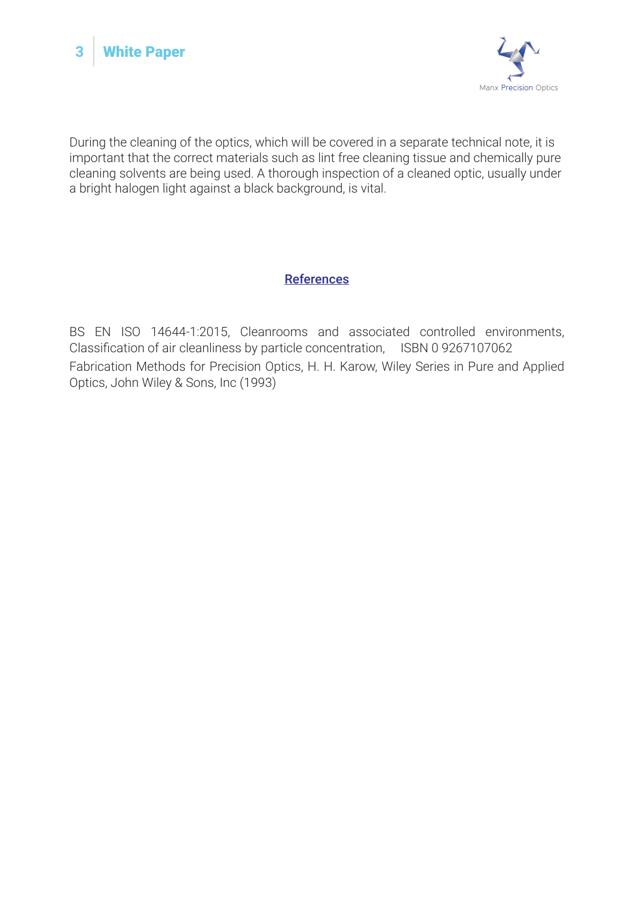During the cleaning of the optics, which will be covered in a separate technical note, it is important that the correct materials such as lint free cleaning tissue and chemically pure cleaning solvents are being used. A thorough inspection of a cleaned optic, usually under a bright halogen light against a black background, is vital.

## References

BS EN ISO 14644-1:2015, Cleanrooms and associated controlled environments, Classification of air cleanliness by particle concentration, ISBN 0 9267107062

Fabrication Methods for Precision Optics, H. H. Karow, Wiley Series in Pure and Applied Optics, John Wiley & Sons, Inc (1993)